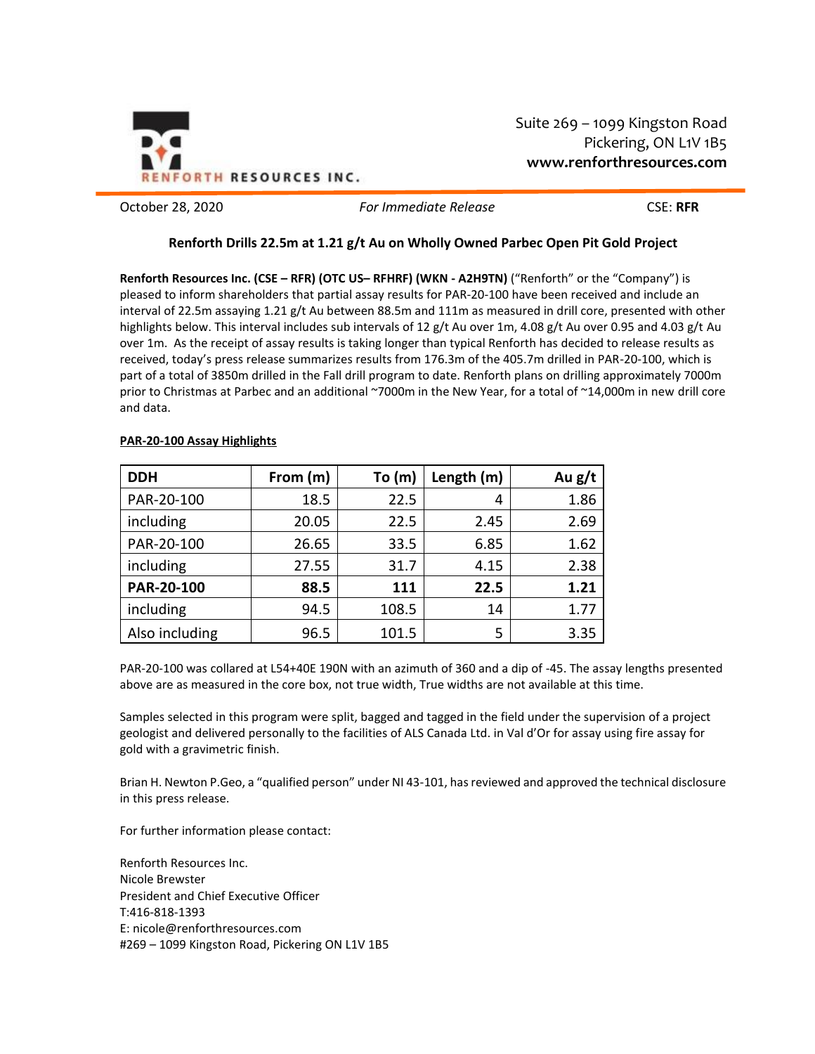RENFORTH RESOURCES INC.

Suite 269 – 1099 Kingston Road
Pickering, ON L1V 1B5
**www.renforthresources.com**

October 28, 2020 *For Immediate Release* CSE: **RFR**

**Renforth Drills 22.5m at 1.21 g/t Au on Wholly Owned Parbec Open Pit Gold Project**

**Renforth Resources Inc. (CSE – RFR) (OTC US– RFHRF) (WKN - A2H9TN)** ("Renforth" or the "Company") is pleased to inform shareholders that partial assay results for PAR-20-100 have been received and include an interval of 22.5m assaying 1.21 g/t Au between 88.5m and 111m as measured in drill core, presented with other highlights below. This interval includes sub intervals of 12 g/t Au over 1m, 4.08 g/t Au over 0.95 and 4.03 g/t Au over 1m. As the receipt of assay results is taking longer than typical Renforth has decided to release results as received, today's press release summarizes results from 176.3m of the 405.7m drilled in PAR-20-100, which is part of a total of 3850m drilled in the Fall drill program to date. Renforth plans on drilling approximately 7000m prior to Christmas at Parbec and an additional ~7000m in the New Year, for a total of ~14,000m in new drill core and data.

**PAR-20-100 Assay Highlights**

| DDH | From (m) | To (m) | Length (m) | Au g/t |
|---|---|---|---|---|
| PAR-20-100 | 18.5 | 22.5 | 4 | 1.86 |
| including | 20.05 | 22.5 | 2.45 | 2.69 |
| PAR-20-100 | 26.65 | 33.5 | 6.85 | 1.62 |
| including | 27.55 | 31.7 | 4.15 | 2.38 |
| **PAR-20-100** | **88.5** | **111** | **22.5** | **1.21** |
| including | 94.5 | 108.5 | 14 | 1.77 |
| Also including | 96.5 | 101.5 | 5 | 3.35 |

PAR-20-100 was collared at L54+40E 190N with an azimuth of 360 and a dip of -45. The assay lengths presented above are as measured in the core box, not true width, True widths are not available at this time.

Samples selected in this program were split, bagged and tagged in the field under the supervision of a project geologist and delivered personally to the facilities of ALS Canada Ltd. in Val d'Or for assay using fire assay for gold with a gravimetric finish.

Brian H. Newton P.Geo, a "qualified person" under NI 43-101, has reviewed and approved the technical disclosure in this press release.

For further information please contact:

Renforth Resources Inc.
Nicole Brewster
President and Chief Executive Officer
T:416-818-1393
E: nicole@renforthresources.com
#269 – 1099 Kingston Road, Pickering ON L1V 1B5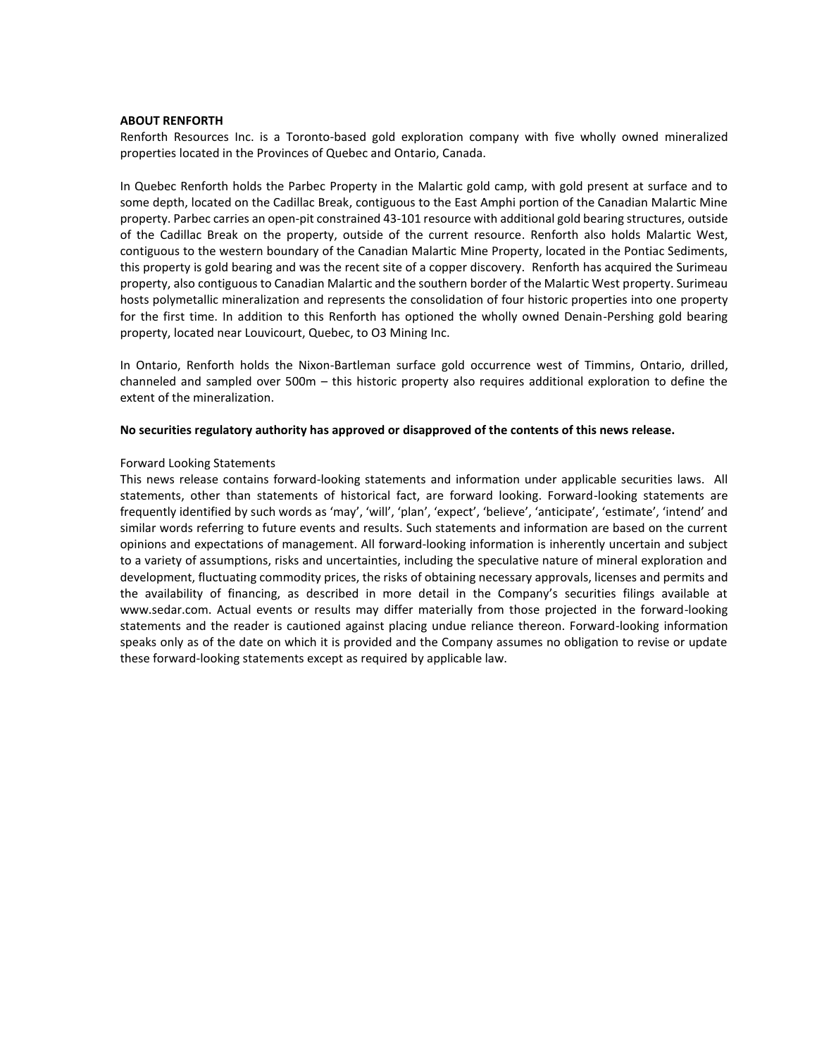**ABOUT RENFORTH**

Renforth Resources Inc. is a Toronto-based gold exploration company with five wholly owned mineralized properties located in the Provinces of Quebec and Ontario, Canada.

In Quebec Renforth holds the Parbec Property in the Malartic gold camp, with gold present at surface and to some depth, located on the Cadillac Break, contiguous to the East Amphi portion of the Canadian Malartic Mine property. Parbec carries an open-pit constrained 43-101 resource with additional gold bearing structures, outside of the Cadillac Break on the property, outside of the current resource. Renforth also holds Malartic West, contiguous to the western boundary of the Canadian Malartic Mine Property, located in the Pontiac Sediments, this property is gold bearing and was the recent site of a copper discovery. Renforth has acquired the Surimeau property, also contiguous to Canadian Malartic and the southern border of the Malartic West property. Surimeau hosts polymetallic mineralization and represents the consolidation of four historic properties into one property for the first time. In addition to this Renforth has optioned the wholly owned Denain-Pershing gold bearing property, located near Louvicourt, Quebec, to O3 Mining Inc.

In Ontario, Renforth holds the Nixon-Bartleman surface gold occurrence west of Timmins, Ontario, drilled, channeled and sampled over 500m – this historic property also requires additional exploration to define the extent of the mineralization.

**No securities regulatory authority has approved or disapproved of the contents of this news release.**

Forward Looking Statements

This news release contains forward-looking statements and information under applicable securities laws. All statements, other than statements of historical fact, are forward looking. Forward-looking statements are frequently identified by such words as 'may', 'will', 'plan', 'expect', 'believe', 'anticipate', 'estimate', 'intend' and similar words referring to future events and results. Such statements and information are based on the current opinions and expectations of management. All forward-looking information is inherently uncertain and subject to a variety of assumptions, risks and uncertainties, including the speculative nature of mineral exploration and development, fluctuating commodity prices, the risks of obtaining necessary approvals, licenses and permits and the availability of financing, as described in more detail in the Company's securities filings available at www.sedar.com. Actual events or results may differ materially from those projected in the forward-looking statements and the reader is cautioned against placing undue reliance thereon. Forward-looking information speaks only as of the date on which it is provided and the Company assumes no obligation to revise or update these forward-looking statements except as required by applicable law.